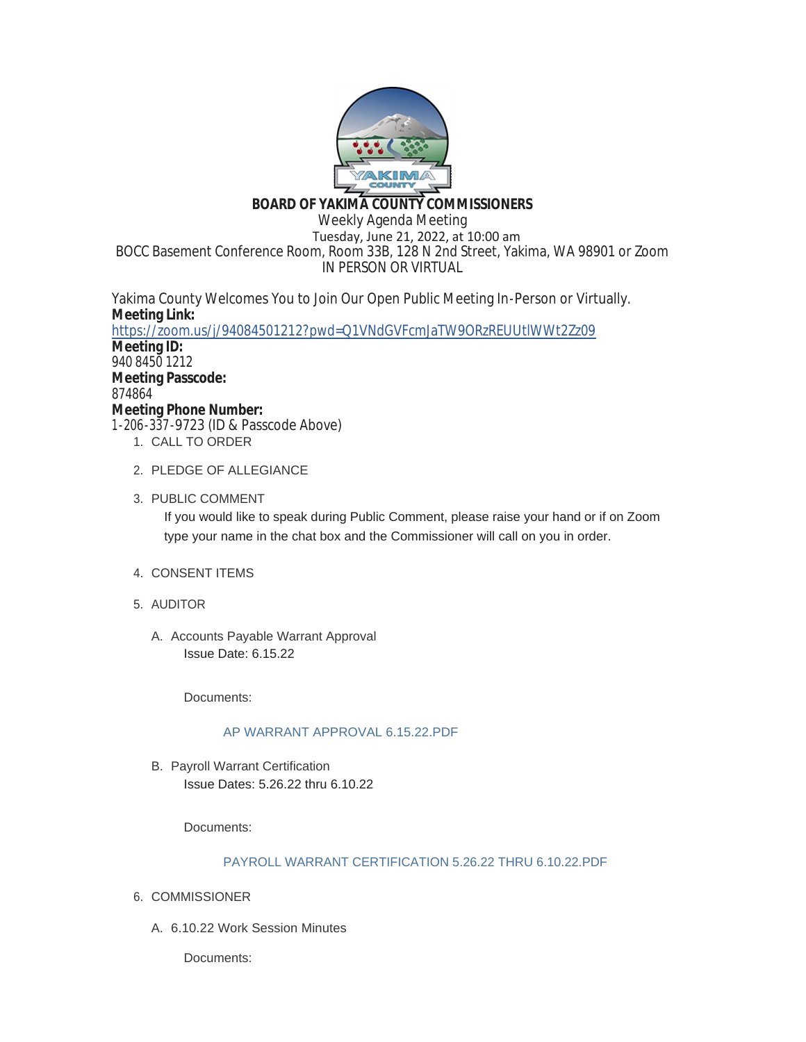# BOARD OF YAKIMA COUNTY COMMISSIONERS

Weekly Agenda Meeting

Tuesday, June 21, 2022, at 10:00 am

BOCC Basement Conference Room, Room 33B, 128 N 2nd Street, Yakima, WA 98901 or Zoom

IN PERSON OR VIRTUAL

Yakima County Welcomes You to Join Our Open Public Meeting In-Person or Virtually.

**Meeting Link:**
https://zoom.us/j/94084501212?pwd=Q1VNdGVFcmJaTW9ORzREUUtlWWt2Zz09

**Meeting ID:**
940 8450 1212

**Meeting Passcode:**
874864

**Meeting Phone Number:**
1-206-337-9723 (ID & Passcode Above)

1. CALL TO ORDER

2. PLEDGE OF ALLEGIANCE

3. PUBLIC COMMENT

   If you would like to speak during Public Comment, please raise your hand or if on Zoom type your name in the chat box and the Commissioner will call on you in order.

4. CONSENT ITEMS

5. AUDITOR

   A. Accounts Payable Warrant Approval

      Issue Date: 6.15.22

      Documents:

      AP WARRANT APPROVAL 6.15.22.PDF

   B. Payroll Warrant Certification

      Issue Dates: 5.26.22 thru 6.10.22

      Documents:

      PAYROLL WARRANT CERTIFICATION 5.26.22 THRU 6.10.22.PDF

6. COMMISSIONER

   A. 6.10.22 Work Session Minutes

      Documents: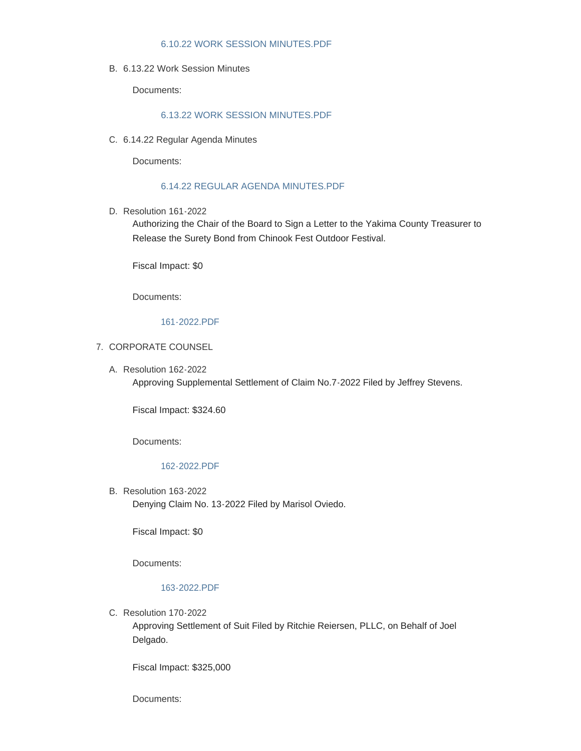6.10.22 WORK SESSION MINUTES.PDF

B. 6.13.22 Work Session Minutes

Documents:

6.13.22 WORK SESSION MINUTES.PDF

C. 6.14.22 Regular Agenda Minutes

Documents:

6.14.22 REGULAR AGENDA MINUTES.PDF

D. Resolution 161-2022

Authorizing the Chair of the Board to Sign a Letter to the Yakima County Treasurer to Release the Surety Bond from Chinook Fest Outdoor Festival.

Fiscal Impact: $0

Documents:

161-2022.PDF

7. CORPORATE COUNSEL

A. Resolution 162-2022

Approving Supplemental Settlement of Claim No.7-2022 Filed by Jeffrey Stevens.

Fiscal Impact: $324.60

Documents:

162-2022.PDF

B. Resolution 163-2022

Denying Claim No. 13-2022 Filed by Marisol Oviedo.

Fiscal Impact: $0

Documents:

163-2022.PDF

C. Resolution 170-2022

Approving Settlement of Suit Filed by Ritchie Reiersen, PLLC, on Behalf of Joel Delgado.

Fiscal Impact: $325,000

Documents: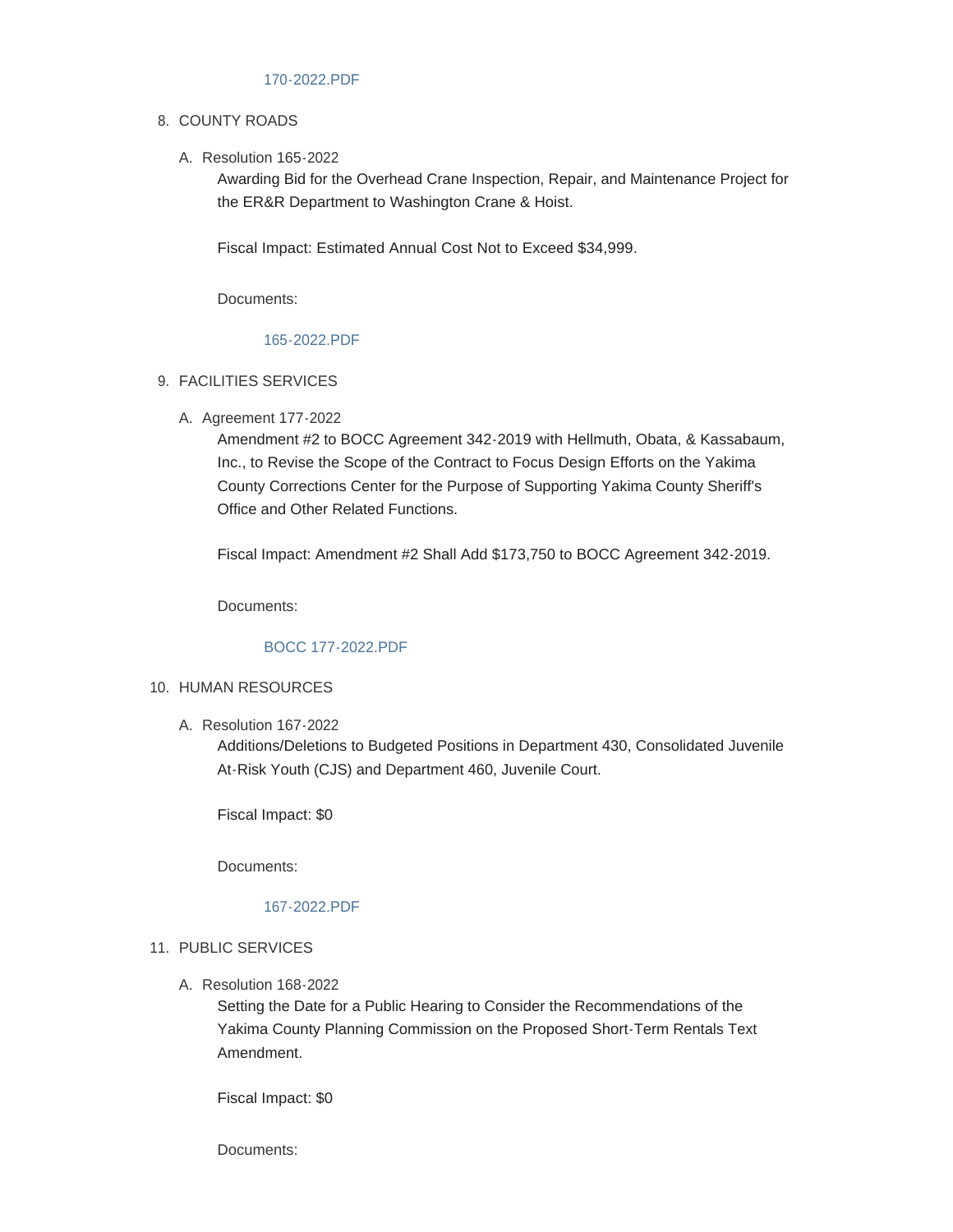170-2022.PDF

8. COUNTY ROADS

   A. Resolution 165-2022

      Awarding Bid for the Overhead Crane Inspection, Repair, and Maintenance Project for the ER&R Department to Washington Crane & Hoist.

      Fiscal Impact: Estimated Annual Cost Not to Exceed $34,999.

      Documents:

      165-2022.PDF

9. FACILITIES SERVICES

   A. Agreement 177-2022

      Amendment #2 to BOCC Agreement 342-2019 with Hellmuth, Obata, & Kassabaum, Inc., to Revise the Scope of the Contract to Focus Design Efforts on the Yakima County Corrections Center for the Purpose of Supporting Yakima County Sheriff's Office and Other Related Functions.

      Fiscal Impact: Amendment #2 Shall Add $173,750 to BOCC Agreement 342-2019.

      Documents:

      BOCC 177-2022.PDF

10. HUMAN RESOURCES

    A. Resolution 167-2022

       Additions/Deletions to Budgeted Positions in Department 430, Consolidated Juvenile At-Risk Youth (CJS) and Department 460, Juvenile Court.

       Fiscal Impact: $0

       Documents:

       167-2022.PDF

11. PUBLIC SERVICES

    A. Resolution 168-2022

       Setting the Date for a Public Hearing to Consider the Recommendations of the Yakima County Planning Commission on the Proposed Short-Term Rentals Text Amendment.

       Fiscal Impact: $0

       Documents: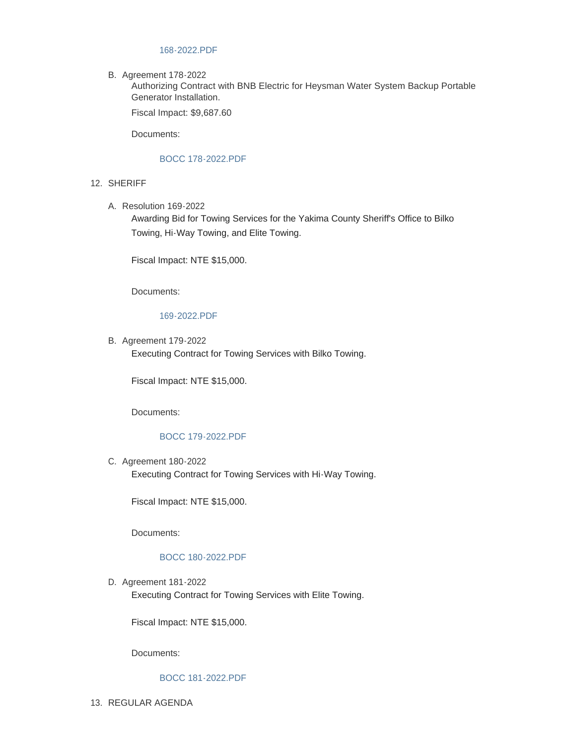168-2022.PDF

B. Agreement 178-2022

   Authorizing Contract with BNB Electric for Heysman Water System Backup Portable Generator Installation.

   Fiscal Impact: $9,687.60

   Documents:

   BOCC 178-2022.PDF

12. SHERIFF

   A. Resolution 169-2022

      Awarding Bid for Towing Services for the Yakima County Sheriff's Office to Bilko Towing, Hi-Way Towing, and Elite Towing.

      Fiscal Impact: NTE $15,000.

      Documents:

      169-2022.PDF

   B. Agreement 179-2022

      Executing Contract for Towing Services with Bilko Towing.

      Fiscal Impact: NTE $15,000.

      Documents:

      BOCC 179-2022.PDF

   C. Agreement 180-2022

      Executing Contract for Towing Services with Hi-Way Towing.

      Fiscal Impact: NTE $15,000.

      Documents:

      BOCC 180-2022.PDF

   D. Agreement 181-2022

      Executing Contract for Towing Services with Elite Towing.

      Fiscal Impact: NTE $15,000.

      Documents:

      BOCC 181-2022.PDF

13. REGULAR AGENDA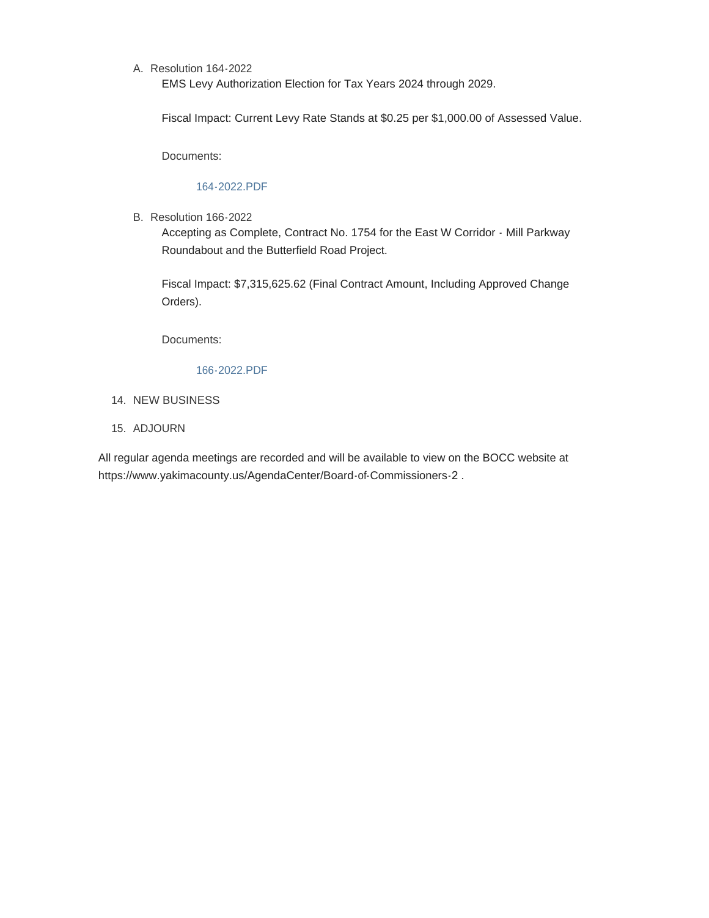A. Resolution 164-2022

   EMS Levy Authorization Election for Tax Years 2024 through 2029.

   Fiscal Impact: Current Levy Rate Stands at $0.25 per $1,000.00 of Assessed Value.

   Documents:

   164-2022.PDF

B. Resolution 166-2022

   Accepting as Complete, Contract No. 1754 for the East W Corridor - Mill Parkway Roundabout and the Butterfield Road Project.

   Fiscal Impact: $7,315,625.62 (Final Contract Amount, Including Approved Change Orders).

   Documents:

   166-2022.PDF

14. NEW BUSINESS

15. ADJOURN

All regular agenda meetings are recorded and will be available to view on the BOCC website at https://www.yakimacounty.us/AgendaCenter/Board-of-Commissioners-2 .